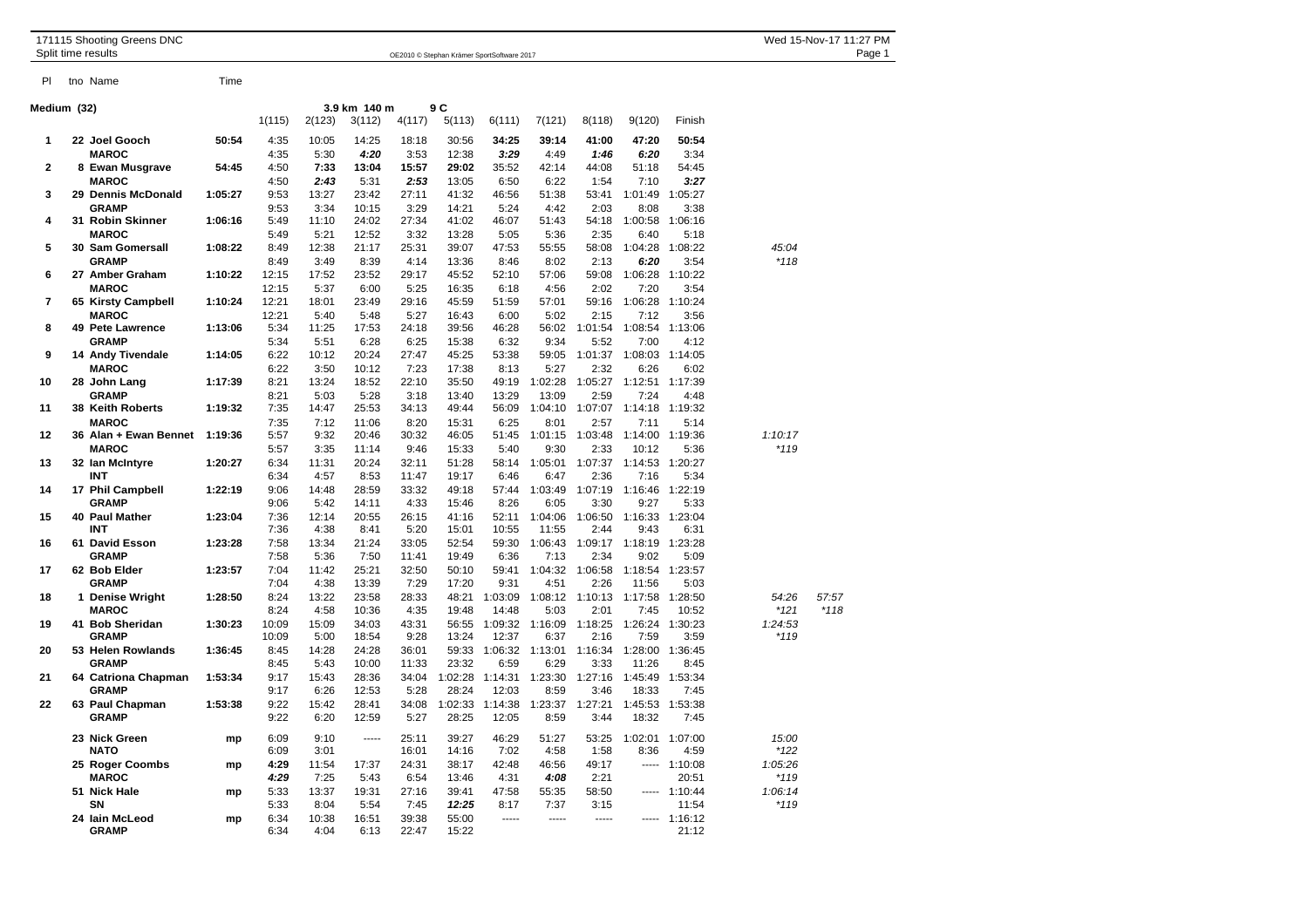171115 Shooting Greens DNC
Split time results

OE2010 © Stephan Krämer SportSoftware 2017

Wed 15-Nov-17 11:27 PM

**Medium (32)** — 3.9 km 140 m 9 C

| Pl | tno | Name | Time | 1(115) | 2(123) | 3(112) | 4(117) | 5(113) | 6(111) | 7(121) | 8(118) | 9(120) | Finish | | |
|---|---|---|---|---|---|---|---|---|---|---|---|---|---|---|---|
| 1 | 22 | **Joel Gooch** | **50:54** | 4:35 | 10:05 | 14:25 | 18:18 | 30:56 | **34:25** | **39:14** | 41:00 | **47:20** | **50:54** | | |
| | | **MAROC** | | 4:35 | 5:30 | ***4:20*** | 3:53 | 12:38 | ***3:29*** | 4:49 | ***1:46*** | ***6:20*** | 3:34 | | |
| 2 | 8 | **Ewan Musgrave** | **54:45** | 4:50 | **7:33** | **13:04** | **15:57** | **29:02** | 35:52 | 42:14 | 44:08 | 51:18 | 54:45 | | |
| | | **MAROC** | | 4:50 | ***2:43*** | 5:31 | ***2:53*** | 13:05 | 6:50 | 6:22 | 1:54 | 7:10 | ***3:27*** | | |
| 3 | 29 | **Dennis McDonald** | **1:05:27** | 9:53 | 13:27 | 23:42 | 27:11 | 41:32 | 46:56 | 51:38 | 53:41 | 1:01:49 | 1:05:27 | | |
| | | **GRAMP** | | 9:53 | 3:34 | 10:15 | 3:29 | 14:21 | 5:24 | 4:42 | 2:03 | 8:08 | 3:38 | | |
| 4 | 31 | **Robin Skinner** | **1:06:16** | 5:49 | 11:10 | 24:02 | 27:34 | 41:02 | 46:07 | 51:43 | 54:18 | 1:00:58 | 1:06:16 | | |
| | | **MAROC** | | 5:49 | 5:21 | 12:52 | 3:32 | 13:28 | 5:05 | 5:36 | 2:35 | 6:40 | 5:18 | | |
| 5 | 30 | **Sam Gomersall** | **1:08:22** | 8:49 | 12:38 | 21:17 | 25:31 | 39:07 | 47:53 | 55:55 | 58:08 | 1:04:28 | 1:08:22 | *45:04* | |
| | | **GRAMP** | | 8:49 | 3:49 | 8:39 | 4:14 | 13:36 | 8:46 | 8:02 | 2:13 | ***6:20*** | 3:54 | *\*118* | |
| 6 | 27 | **Amber Graham** | **1:10:22** | 12:15 | 17:52 | 23:52 | 29:17 | 45:52 | 52:10 | 57:06 | 59:08 | 1:06:28 | 1:10:22 | | |
| | | **MAROC** | | 12:15 | 5:37 | 6:00 | 5:25 | 16:35 | 6:18 | 4:56 | 2:02 | 7:20 | 3:54 | | |
| 7 | 65 | **Kirsty Campbell** | **1:10:24** | 12:21 | 18:01 | 23:49 | 29:16 | 45:59 | 51:59 | 57:01 | 59:16 | 1:06:28 | 1:10:24 | | |
| | | **MAROC** | | 12:21 | 5:40 | 5:48 | 5:27 | 16:43 | 6:00 | 5:02 | 2:15 | 7:12 | 3:56 | | |
| 8 | 49 | **Pete Lawrence** | **1:13:06** | 5:34 | 11:25 | 17:53 | 24:18 | 39:56 | 46:28 | 56:02 | 1:01:54 | 1:08:54 | 1:13:06 | | |
| | | **GRAMP** | | 5:34 | 5:51 | 6:28 | 6:25 | 15:38 | 6:32 | 9:34 | 5:52 | 7:00 | 4:12 | | |
| 9 | 14 | **Andy Tivendale** | **1:14:05** | 6:22 | 10:12 | 20:24 | 27:47 | 45:25 | 53:38 | 59:05 | 1:01:37 | 1:08:03 | 1:14:05 | | |
| | | **MAROC** | | 6:22 | 3:50 | 10:12 | 7:23 | 17:38 | 8:13 | 5:27 | 2:32 | 6:26 | 6:02 | | |
| 10 | 28 | **John Lang** | **1:17:39** | 8:21 | 13:24 | 18:52 | 22:10 | 35:50 | 49:19 | 1:02:28 | 1:05:27 | 1:12:51 | 1:17:39 | | |
| | | **GRAMP** | | 8:21 | 5:03 | 5:28 | 3:18 | 13:40 | 13:29 | 13:09 | 2:59 | 7:24 | 4:48 | | |
| 11 | 38 | **Keith Roberts** | **1:19:32** | 7:35 | 14:47 | 25:53 | 34:13 | 49:44 | 56:09 | 1:04:10 | 1:07:07 | 1:14:18 | 1:19:32 | | |
| | | **MAROC** | | 7:35 | 7:12 | 11:06 | 8:20 | 15:31 | 6:25 | 8:01 | 2:57 | 7:11 | 5:14 | | |
| 12 | 36 | **Alan + Ewan Bennet** | **1:19:36** | 5:57 | 9:32 | 20:46 | 30:32 | 46:05 | 51:45 | 1:01:15 | 1:03:48 | 1:14:00 | 1:19:36 | *1:10:17* | |
| | | **MAROC** | | 5:57 | 3:35 | 11:14 | 9:46 | 15:33 | 5:40 | 9:30 | 2:33 | 10:12 | 5:36 | *\*119* | |
| 13 | 32 | **Ian McIntyre** | **1:20:27** | 6:34 | 11:31 | 20:24 | 32:11 | 51:28 | 58:14 | 1:05:01 | 1:07:37 | 1:14:53 | 1:20:27 | | |
| | | **INT** | | 6:34 | 4:57 | 8:53 | 11:47 | 19:17 | 6:46 | 6:47 | 2:36 | 7:16 | 5:34 | | |
| 14 | 17 | **Phil Campbell** | **1:22:19** | 9:06 | 14:48 | 28:59 | 33:32 | 49:18 | 57:44 | 1:03:49 | 1:07:19 | 1:16:46 | 1:22:19 | | |
| | | **GRAMP** | | 9:06 | 5:42 | 14:11 | 4:33 | 15:46 | 8:26 | 6:05 | 3:30 | 9:27 | 5:33 | | |
| 15 | 40 | **Paul Mather** | **1:23:04** | 7:36 | 12:14 | 20:55 | 26:15 | 41:16 | 52:11 | 1:04:06 | 1:06:50 | 1:16:33 | 1:23:04 | | |
| | | **INT** | | 7:36 | 4:38 | 8:41 | 5:20 | 15:01 | 10:55 | 11:55 | 2:44 | 9:43 | 6:31 | | |
| 16 | 61 | **David Esson** | **1:23:28** | 7:58 | 13:34 | 21:24 | 33:05 | 52:54 | 59:30 | 1:06:43 | 1:09:17 | 1:18:19 | 1:23:28 | | |
| | | **GRAMP** | | 7:58 | 5:36 | 7:50 | 11:41 | 19:49 | 6:36 | 7:13 | 2:34 | 9:02 | 5:09 | | |
| 17 | 62 | **Bob Elder** | **1:23:57** | 7:04 | 11:42 | 25:21 | 32:50 | 50:10 | 59:41 | 1:04:32 | 1:06:58 | 1:18:54 | 1:23:57 | | |
| | | **GRAMP** | | 7:04 | 4:38 | 13:39 | 7:29 | 17:20 | 9:31 | 4:51 | 2:26 | 11:56 | 5:03 | | |
| 18 | 1 | **Denise Wright** | **1:28:50** | 8:24 | 13:22 | 23:58 | 28:33 | 48:21 | 1:03:09 | 1:08:12 | 1:10:13 | 1:17:58 | 1:28:50 | *54:26* | *57:57* |
| | | **MAROC** | | 8:24 | 4:58 | 10:36 | 4:35 | 19:48 | 14:48 | 5:03 | 2:01 | 7:45 | 10:52 | *\*121* | *\*118* |
| 19 | 41 | **Bob Sheridan** | **1:30:23** | 10:09 | 15:09 | 34:03 | 43:31 | 56:55 | 1:09:32 | 1:16:09 | 1:18:25 | 1:26:24 | 1:30:23 | *1:24:53* | |
| | | **GRAMP** | | 10:09 | 5:00 | 18:54 | 9:28 | 13:24 | 12:37 | 6:37 | 2:16 | 7:59 | 3:59 | *\*119* | |
| 20 | 53 | **Helen Rowlands** | **1:36:45** | 8:45 | 14:28 | 24:28 | 36:01 | 59:33 | 1:06:32 | 1:13:01 | 1:16:34 | 1:28:00 | 1:36:45 | | |
| | | **GRAMP** | | 8:45 | 5:43 | 10:00 | 11:33 | 23:32 | 6:59 | 6:29 | 3:33 | 11:26 | 8:45 | | |
| 21 | 64 | **Catriona Chapman** | **1:53:34** | 9:17 | 15:43 | 28:36 | 34:04 | 1:02:28 | 1:14:31 | 1:23:30 | 1:27:16 | 1:45:49 | 1:53:34 | | |
| | | **GRAMP** | | 9:17 | 6:26 | 12:53 | 5:28 | 28:24 | 12:03 | 8:59 | 3:46 | 18:33 | 7:45 | | |
| 22 | 63 | **Paul Chapman** | **1:53:38** | 9:22 | 15:42 | 28:41 | 34:08 | 1:02:33 | 1:14:38 | 1:23:37 | 1:27:21 | 1:45:53 | 1:53:38 | | |
| | | **GRAMP** | | 9:22 | 6:20 | 12:59 | 5:27 | 28:25 | 12:05 | 8:59 | 3:44 | 18:32 | 7:45 | | |
| | 23 | **Nick Green** | **mp** | 6:09 | 9:10 | ----- | 25:11 | 39:27 | 46:29 | 51:27 | 53:25 | 1:02:01 | 1:07:00 | *15:00* | |
| | | **NATO** | | 6:09 | 3:01 | | 16:01 | 14:16 | 7:02 | 4:58 | 1:58 | 8:36 | 4:59 | *\*122* | |
| | 25 | **Roger Coombs** | **mp** | **4:29** | 11:54 | 17:37 | 24:31 | 38:17 | 42:48 | 46:56 | 49:17 | ----- | 1:10:08 | *1:05:26* | |
| | | **MAROC** | | ***4:29*** | 7:25 | 5:43 | 6:54 | 13:46 | 4:31 | ***4:08*** | 2:21 | | 20:51 | *\*119* | |
| | 51 | **Nick Hale** | **mp** | 5:33 | 13:37 | 19:31 | 27:16 | 39:41 | 47:58 | 55:35 | 58:50 | ----- | 1:10:44 | *1:06:14* | |
| | | **SN** | | 5:33 | 8:04 | 5:54 | 7:45 | ***12:25*** | 8:17 | 7:37 | 3:15 | | 11:54 | *\*119* | |
| | 24 | **Iain McLeod** | **mp** | 6:34 | 10:38 | 16:51 | 39:38 | 55:00 | ----- | ----- | ----- | ----- | 1:16:12 | | |
| | | **GRAMP** | | 6:34 | 4:04 | 6:13 | 22:47 | 15:22 | | | | | 21:12 | | |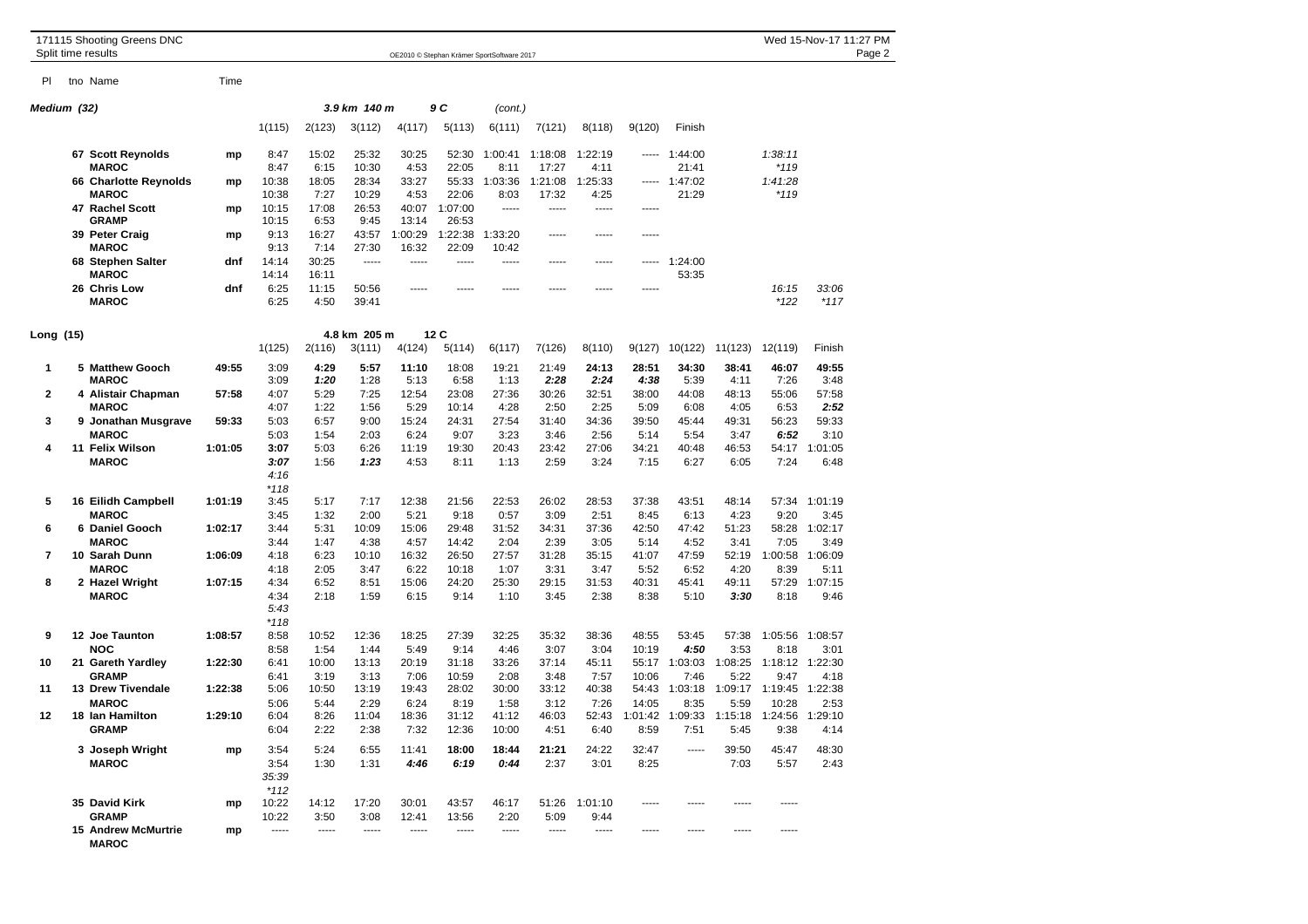### Medium (32) — 3.9 km 140 m — 9 C (cont.)

| Pl | tno Name | Time | 1(115) | 2(123) | 3(112) | 4(117) | 5(113) | 6(111) | 7(121) | 8(118) | 9(120) | Finish | | |
|---|---|---|---|---|---|---|---|---|---|---|---|---|---|---|
| | **67 Scott Reynolds** | **mp** | 8:47 | 15:02 | 25:32 | 30:25 | 52:30 | 1:00:41 | 1:18:08 | 1:22:19 | ----- | 1:44:00 | *1:38:11* | |
| | **MAROC** | | 8:47 | 6:15 | 10:30 | 4:53 | 22:05 | 8:11 | 17:27 | 4:11 | | 21:41 | *\*119* | |
| | **66 Charlotte Reynolds** | **mp** | 10:38 | 18:05 | 28:34 | 33:27 | 55:33 | 1:03:36 | 1:21:08 | 1:25:33 | ----- | 1:47:02 | *1:41:28* | |
| | **MAROC** | | 10:38 | 7:27 | 10:29 | 4:53 | 22:06 | 8:03 | 17:32 | 4:25 | | 21:29 | *\*119* | |
| | **47 Rachel Scott** | **mp** | 10:15 | 17:08 | 26:53 | 40:07 | 1:07:00 | ----- | ----- | ----- | ----- | | | |
| | **GRAMP** | | 10:15 | 6:53 | 9:45 | 13:14 | 26:53 | | | | | | | |
| | **39 Peter Craig** | **mp** | 9:13 | 16:27 | 43:57 | 1:00:29 | 1:22:38 | 1:33:20 | ----- | ----- | ----- | | | |
| | **MAROC** | | 9:13 | 7:14 | 27:30 | 16:32 | 22:09 | 10:42 | | | | | | |
| | **68 Stephen Salter** | **dnf** | 14:14 | 30:25 | ----- | ----- | ----- | ----- | ----- | ----- | ----- | 1:24:00 | | |
| | **MAROC** | | 14:14 | 16:11 | | | | | | | | 53:35 | | |
| | **26 Chris Low** | **dnf** | 6:25 | 11:15 | 50:56 | ----- | ----- | ----- | ----- | ----- | ----- | | *16:15* | *33:06* |
| | **MAROC** | | 6:25 | 4:50 | 39:41 | | | | | | | | *\*122* | *\*117* |

### Long (15) — 4.8 km 205 m — 12 C

| Pl | tno Name | Time | 1(125) | 2(116) | 3(111) | 4(124) | 5(114) | 6(117) | 7(126) | 8(110) | 9(127) | 10(122) | 11(123) | 12(119) | Finish |
|---|---|---|---|---|---|---|---|---|---|---|---|---|---|---|---|
| **1** | **5 Matthew Gooch** | **49:55** | 3:09 | **4:29** | **5:57** | **11:10** | 18:08 | 19:21 | 21:49 | **24:13** | **28:51** | 34:30 | 38:41 | 46:07 | **49:55** |
| | **MAROC** | | 3:09 | ***1:20*** | 1:28 | 5:13 | 6:58 | 1:13 | ***2:28*** | ***2:24*** | ***4:38*** | 5:39 | 4:11 | 7:26 | 3:48 |
| **2** | **4 Alistair Chapman** | **57:58** | 4:07 | 5:29 | 7:25 | 12:54 | 23:08 | 27:36 | 30:26 | 32:51 | 38:00 | 44:08 | 48:13 | 55:06 | 57:58 |
| | **MAROC** | | 4:07 | 1:22 | 1:56 | 5:29 | 10:14 | 4:28 | 2:50 | 2:25 | 5:09 | 6:08 | 4:05 | 6:53 | ***2:52*** |
| **3** | **9 Jonathan Musgrave** | **59:33** | 5:03 | 6:57 | 9:00 | 15:24 | 24:31 | 27:54 | 31:40 | 34:36 | 39:50 | 45:44 | 49:31 | 56:23 | 59:33 |
| | **MAROC** | | 5:03 | 1:54 | 2:03 | 6:24 | 9:07 | 3:23 | 3:46 | 2:56 | 5:14 | 5:54 | 3:47 | ***6:52*** | 3:10 |
| **4** | **11 Felix Wilson** | **1:01:05** | **3:07** | 5:03 | 6:26 | 11:19 | 19:30 | 20:43 | 23:42 | 27:06 | 34:21 | 40:48 | 46:53 | 54:17 | 1:01:05 |
| | **MAROC** | | ***3:07*** | 1:56 | ***1:23*** | 4:53 | 8:11 | 1:13 | 2:59 | 3:24 | 7:15 | 6:27 | 6:05 | 7:24 | 6:48 |
| | | | *4:16* | | | | | | | | | | | | |
| | | | *\*118* | | | | | | | | | | | | |
| **5** | **16 Eilidh Campbell** | **1:01:19** | 3:45 | 5:17 | 7:17 | 12:38 | 21:56 | 22:53 | 26:02 | 28:53 | 37:38 | 43:51 | 48:14 | 57:34 | 1:01:19 |
| | **MAROC** | | 3:45 | 1:32 | 2:00 | 5:21 | 9:18 | 0:57 | 3:09 | 2:51 | 8:45 | 6:13 | 4:23 | 9:20 | 3:45 |
| **6** | **6 Daniel Gooch** | **1:02:17** | 3:44 | 5:31 | 10:09 | 15:06 | 29:48 | 31:52 | 34:31 | 37:36 | 42:50 | 47:42 | 51:23 | 58:28 | 1:02:17 |
| | **MAROC** | | 3:44 | 1:47 | 4:38 | 4:57 | 14:42 | 2:04 | 2:39 | 3:05 | 5:14 | 4:52 | 3:41 | 7:05 | 3:49 |
| **7** | **10 Sarah Dunn** | **1:06:09** | 4:18 | 6:23 | 10:10 | 16:32 | 26:50 | 27:57 | 31:28 | 35:15 | 41:07 | 47:59 | 52:19 | 1:00:58 | 1:06:09 |
| | **MAROC** | | 4:18 | 2:05 | 3:47 | 6:22 | 10:18 | 1:07 | 3:31 | 3:47 | 5:52 | 6:52 | 4:20 | 8:39 | 5:11 |
| **8** | **2 Hazel Wright** | **1:07:15** | 4:34 | 6:52 | 8:51 | 15:06 | 24:20 | 25:30 | 29:15 | 31:53 | 40:31 | 45:41 | 49:11 | 57:29 | 1:07:15 |
| | **MAROC** | | 4:34 | 2:18 | 1:59 | 6:15 | 9:14 | 1:10 | 3:45 | 2:38 | 8:38 | 5:10 | ***3:30*** | 8:18 | 9:46 |
| | | | *5:43* | | | | | | | | | | | | |
| | | | *\*118* | | | | | | | | | | | | |
| **9** | **12 Joe Taunton** | **1:08:57** | 8:58 | 10:52 | 12:36 | 18:25 | 27:39 | 32:25 | 35:32 | 38:36 | 48:55 | 53:45 | 57:38 | 1:05:56 | 1:08:57 |
| | **NOC** | | 8:58 | 1:54 | 1:44 | 5:49 | 9:14 | 4:46 | 3:07 | 3:04 | 10:19 | ***4:50*** | 3:53 | 8:18 | 3:01 |
| **10** | **21 Gareth Yardley** | **1:22:30** | 6:41 | 10:00 | 13:13 | 20:19 | 31:18 | 33:26 | 37:14 | 45:11 | 55:17 | 1:03:03 | 1:08:25 | 1:18:12 | 1:22:30 |
| | **GRAMP** | | 6:41 | 3:19 | 3:13 | 7:06 | 10:59 | 2:08 | 3:48 | 7:57 | 10:06 | 7:46 | 5:22 | 9:47 | 4:18 |
| **11** | **13 Drew Tivendale** | **1:22:38** | 5:06 | 10:50 | 13:19 | 19:43 | 28:02 | 30:00 | 33:12 | 40:38 | 54:43 | 1:03:18 | 1:09:17 | 1:19:45 | 1:22:38 |
| | **MAROC** | | 5:06 | 5:44 | 2:29 | 6:24 | 8:19 | 1:58 | 3:12 | 7:26 | 14:05 | 8:35 | 5:59 | 10:28 | 2:53 |
| **12** | **18 Ian Hamilton** | **1:29:10** | 6:04 | 8:26 | 11:04 | 18:36 | 31:12 | 41:12 | 46:03 | 52:43 | 1:01:42 | 1:09:33 | 1:15:18 | 1:24:56 | 1:29:10 |
| | **GRAMP** | | 6:04 | 2:22 | 2:38 | 7:32 | 12:36 | 10:00 | 4:51 | 6:40 | 8:59 | 7:51 | 5:45 | 9:38 | 4:14 |
| | **3 Joseph Wright** | **mp** | 3:54 | 5:24 | 6:55 | 11:41 | **18:00** | **18:44** | **21:21** | 24:22 | 32:47 | ----- | 39:50 | 45:47 | 48:30 |
| | **MAROC** | | 3:54 | 1:30 | 1:31 | ***4:46*** | ***6:19*** | ***0:44*** | 2:37 | 3:01 | 8:25 | | 7:03 | 5:57 | 2:43 |
| | | | *35:39* | | | | | | | | | | | | |
| | | | *\*112* | | | | | | | | | | | | |
| | **35 David Kirk** | **mp** | 10:22 | 14:12 | 17:20 | 30:01 | 43:57 | 46:17 | 51:26 | 1:01:10 | ----- | ----- | ----- | ----- | |
| | **GRAMP** | | 10:22 | 3:50 | 3:08 | 12:41 | 13:56 | 2:20 | 5:09 | 9:44 | | | | | |
| | **15 Andrew McMurtrie** | **mp** | ----- | ----- | ----- | ----- | ----- | ----- | ----- | ----- | ----- | ----- | ----- | ----- | |
| | **MAROC** | | | | | | | | | | | | | | |